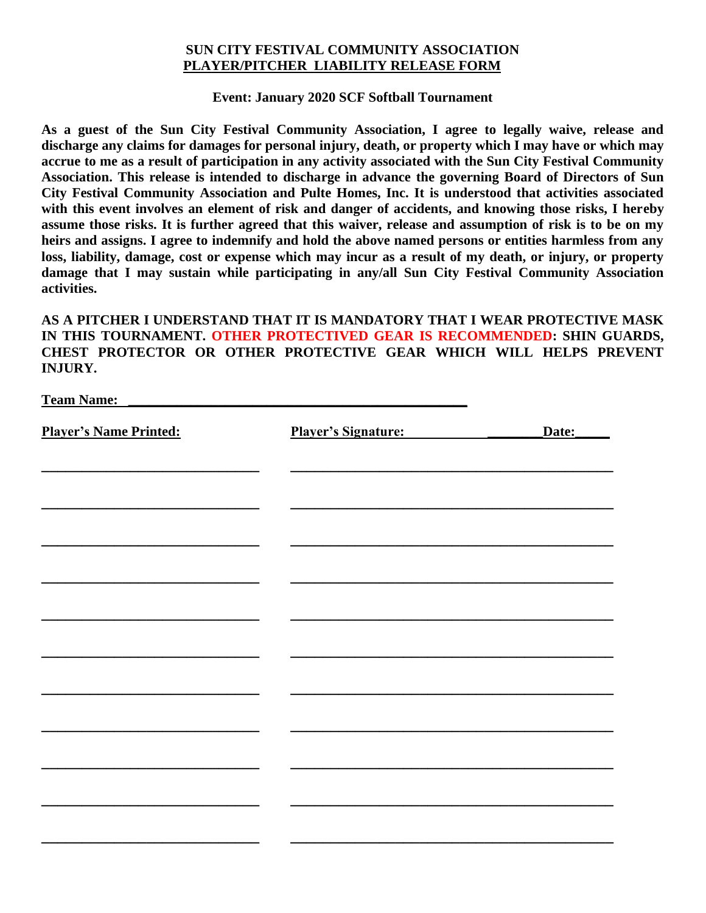**SUN CITY FESTIVAL COMMUNITY ASSOCIATION**
**PLAYER/PITCHER LIABILITY RELEASE FORM**

**Event: January 2020 SCF Softball Tournament**

**As a guest of the Sun City Festival Community Association, I agree to legally waive, release and discharge any claims for damages for personal injury, death, or property which I may have or which may accrue to me as a result of participation in any activity associated with the Sun City Festival Community Association. This release is intended to discharge in advance the governing Board of Directors of Sun City Festival Community Association and Pulte Homes, Inc. It is understood that activities associated with this event involves an element of risk and danger of accidents, and knowing those risks, I hereby assume those risks. It is further agreed that this waiver, release and assumption of risk is to be on my heirs and assigns. I agree to indemnify and hold the above named persons or entities harmless from any loss, liability, damage, cost or expense which may incur as a result of my death, or injury, or property damage that I may sustain while participating in any/all Sun City Festival Community Association activities.**

**AS A PITCHER I UNDERSTAND THAT IT IS MANDATORY THAT I WEAR PROTECTIVE MASK IN THIS TOURNAMENT. OTHER PROTECTIVED GEAR IS RECOMMENDED: SHIN GUARDS, CHEST PROTECTOR OR OTHER PROTECTIVE GEAR WHICH WILL HELPS PREVENT INJURY.**

**Team Name:** ____________________________________________

| Player's Name Printed: | Player's Signature: Date: |
|---|---|
| ____________________ | ____________________ |
| ____________________ | ____________________ |
| ____________________ | ____________________ |
| ____________________ | ____________________ |
| ____________________ | ____________________ |
| ____________________ | ____________________ |
| ____________________ | ____________________ |
| ____________________ | ____________________ |
| ____________________ | ____________________ |
| ____________________ | ____________________ |
| ____________________ | ____________________ |